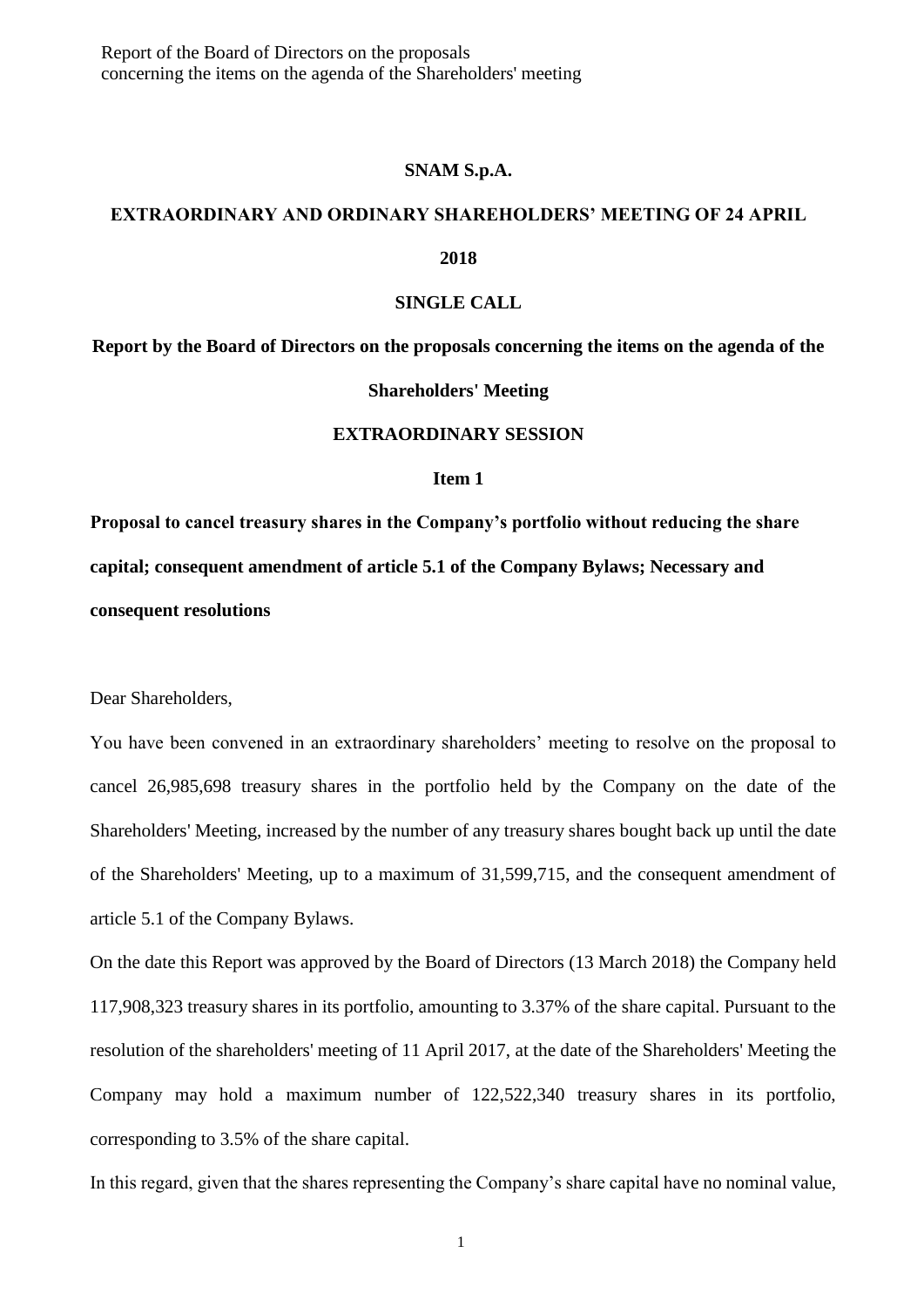**SNAM S.p.A.**

**EXTRAORDINARY AND ORDINARY SHAREHOLDERS' MEETING OF 24 APRIL 2018**

**SINGLE CALL**

**Report by the Board of Directors on the proposals concerning the items on the agenda of the Shareholders' Meeting**

**EXTRAORDINARY SESSION**

**Item 1**

**Proposal to cancel treasury shares in the Company's portfolio without reducing the share capital; consequent amendment of article 5.1 of the Company Bylaws; Necessary and consequent resolutions**

Dear Shareholders,

You have been convened in an extraordinary shareholders' meeting to resolve on the proposal to cancel 26,985,698 treasury shares in the portfolio held by the Company on the date of the Shareholders' Meeting, increased by the number of any treasury shares bought back up until the date of the Shareholders' Meeting, up to a maximum of 31,599,715, and the consequent amendment of article 5.1 of the Company Bylaws.

On the date this Report was approved by the Board of Directors (13 March 2018) the Company held 117,908,323 treasury shares in its portfolio, amounting to 3.37% of the share capital. Pursuant to the resolution of the shareholders' meeting of 11 April 2017, at the date of the Shareholders' Meeting the Company may hold a maximum number of 122,522,340 treasury shares in its portfolio, corresponding to 3.5% of the share capital.

In this regard, given that the shares representing the Company's share capital have no nominal value,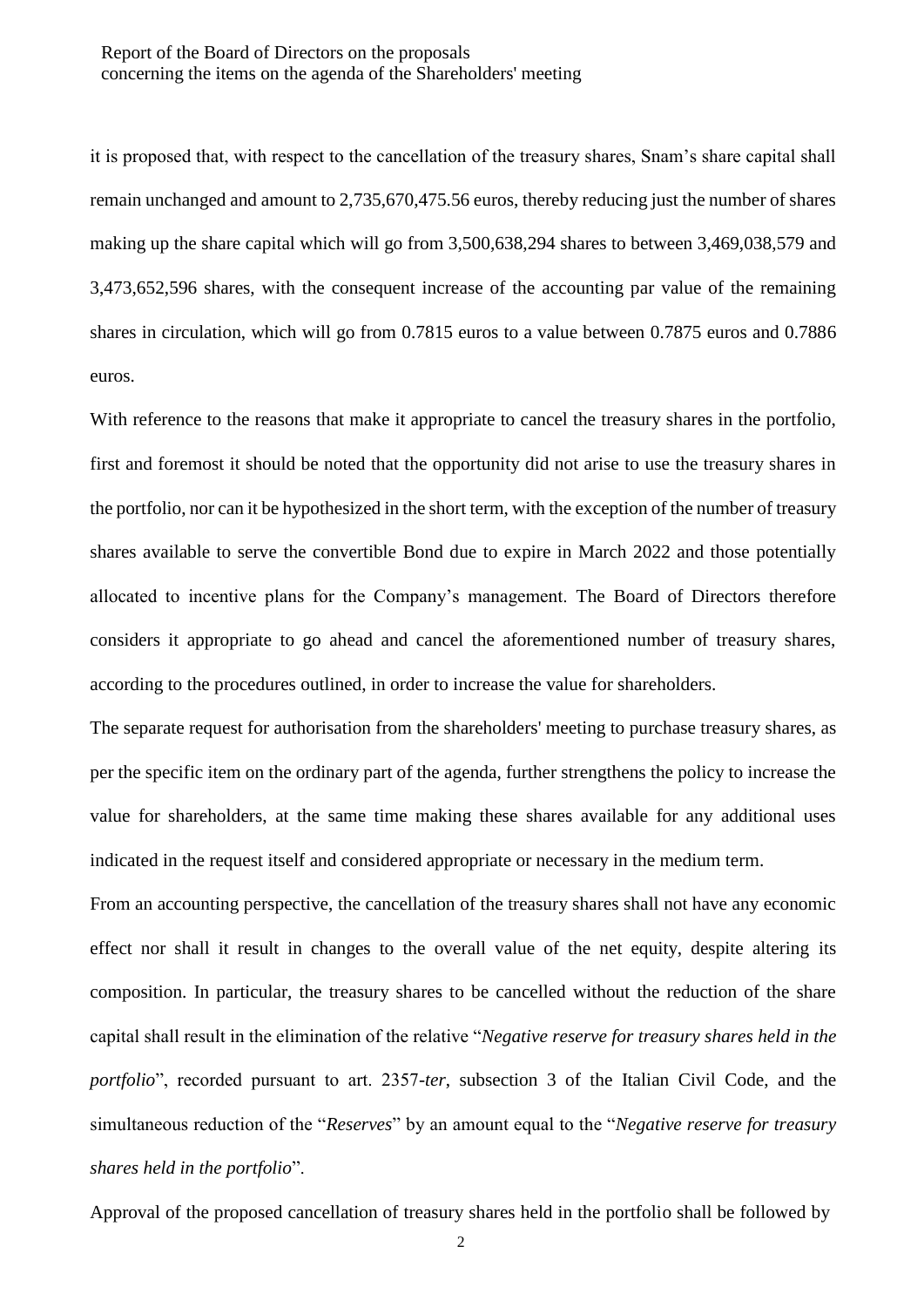it is proposed that, with respect to the cancellation of the treasury shares, Snam's share capital shall remain unchanged and amount to 2,735,670,475.56 euros, thereby reducing just the number of shares making up the share capital which will go from 3,500,638,294 shares to between 3,469,038,579 and 3,473,652,596 shares, with the consequent increase of the accounting par value of the remaining shares in circulation, which will go from 0.7815 euros to a value between 0.7875 euros and 0.7886 euros.

With reference to the reasons that make it appropriate to cancel the treasury shares in the portfolio, first and foremost it should be noted that the opportunity did not arise to use the treasury shares in the portfolio, nor can it be hypothesized in the short term, with the exception of the number of treasury shares available to serve the convertible Bond due to expire in March 2022 and those potentially allocated to incentive plans for the Company's management. The Board of Directors therefore considers it appropriate to go ahead and cancel the aforementioned number of treasury shares, according to the procedures outlined, in order to increase the value for shareholders.

The separate request for authorisation from the shareholders' meeting to purchase treasury shares, as per the specific item on the ordinary part of the agenda, further strengthens the policy to increase the value for shareholders, at the same time making these shares available for any additional uses indicated in the request itself and considered appropriate or necessary in the medium term.

From an accounting perspective, the cancellation of the treasury shares shall not have any economic effect nor shall it result in changes to the overall value of the net equity, despite altering its composition. In particular, the treasury shares to be cancelled without the reduction of the share capital shall result in the elimination of the relative "*Negative reserve for treasury shares held in the portfolio*", recorded pursuant to art. 2357-*ter*, subsection 3 of the Italian Civil Code, and the simultaneous reduction of the "*Reserves*" by an amount equal to the "*Negative reserve for treasury shares held in the portfolio*".

Approval of the proposed cancellation of treasury shares held in the portfolio shall be followed by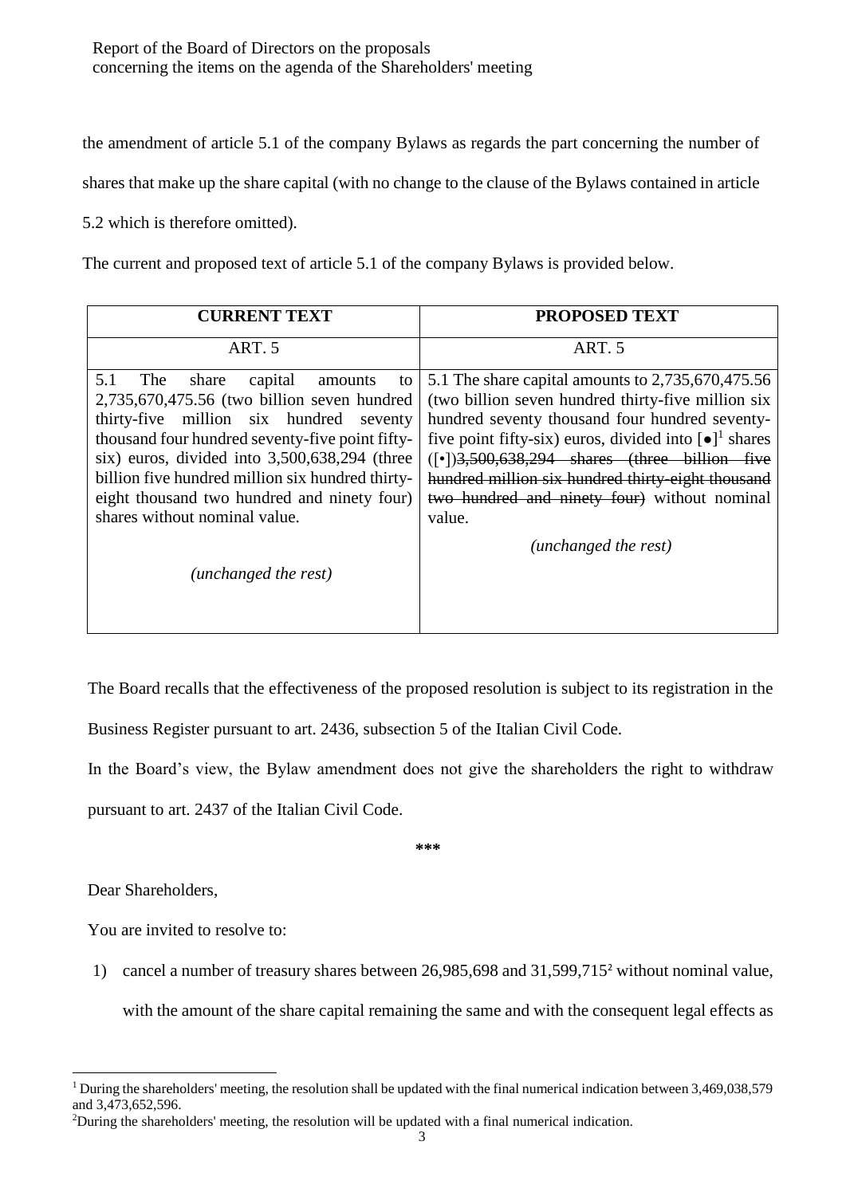the amendment of article 5.1 of the company Bylaws as regards the part concerning the number of shares that make up the share capital (with no change to the clause of the Bylaws contained in article 5.2 which is therefore omitted).

The current and proposed text of article 5.1 of the company Bylaws is provided below.

| **CURRENT TEXT** | **PROPOSED TEXT** |
| --- | --- |
| ART. 5 | ART. 5 |
| 5.1 The share capital amounts to 2,735,670,475.56 (two billion seven hundred thirty-five million six hundred seventy thousand four hundred seventy-five point fifty-six) euros, divided into 3,500,638,294 (three billion five hundred million six hundred thirty-eight thousand two hundred and ninety four) shares without nominal value.<br><br>*(unchanged the rest)* | 5.1 The share capital amounts to 2,735,670,475.56 (two billion seven hundred thirty-five million six hundred seventy thousand four hundred seventy-five point fifty-six) euros, divided into [●][1] shares ([•])~~3,500,638,294 shares (three billion five hundred million six hundred thirty-eight thousand two hundred and ninety four)~~ without nominal value.<br><br>*(unchanged the rest)* |

The Board recalls that the effectiveness of the proposed resolution is subject to its registration in the Business Register pursuant to art. 2436, subsection 5 of the Italian Civil Code.

In the Board's view, the Bylaw amendment does not give the shareholders the right to withdraw pursuant to art. 2437 of the Italian Civil Code.

**\*\*\***

Dear Shareholders,

You are invited to resolve to:

1) cancel a number of treasury shares between 26,985,698 and 31,599,715[2] without nominal value, with the amount of the share capital remaining the same and with the consequent legal effects as

---

[1] During the shareholders' meeting, the resolution shall be updated with the final numerical indication between 3,469,038,579 and 3,473,652,596.

[2] During the shareholders' meeting, the resolution will be updated with a final numerical indication.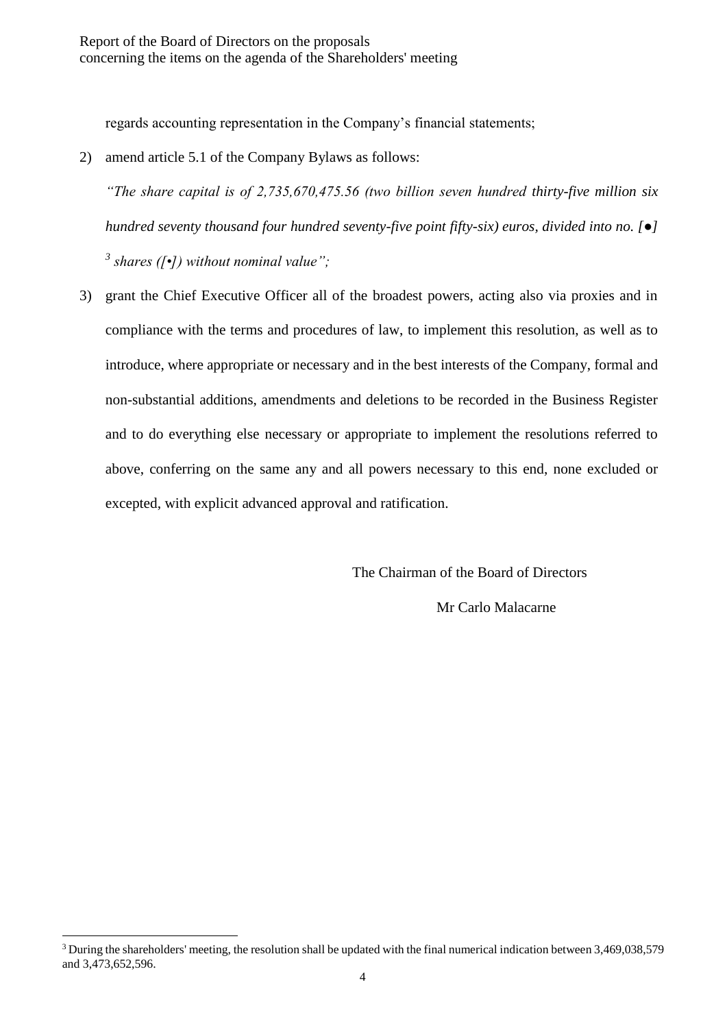regards accounting representation in the Company's financial statements;

2) amend article 5.1 of the Company Bylaws as follows:

   *"The share capital is of 2,735,670,475.56 (two billion seven hundred thirty-five million six hundred seventy thousand four hundred seventy-five point fifty-six) euros, divided into no. [●] [3] shares ([•]) without nominal value";*

3) grant the Chief Executive Officer all of the broadest powers, acting also via proxies and in compliance with the terms and procedures of law, to implement this resolution, as well as to introduce, where appropriate or necessary and in the best interests of the Company, formal and non-substantial additions, amendments and deletions to be recorded in the Business Register and to do everything else necessary or appropriate to implement the resolutions referred to above, conferring on the same any and all powers necessary to this end, none excluded or excepted, with explicit advanced approval and ratification.

The Chairman of the Board of Directors

Mr Carlo Malacarne

---

[3] During the shareholders' meeting, the resolution shall be updated with the final numerical indication between 3,469,038,579 and 3,473,652,596.